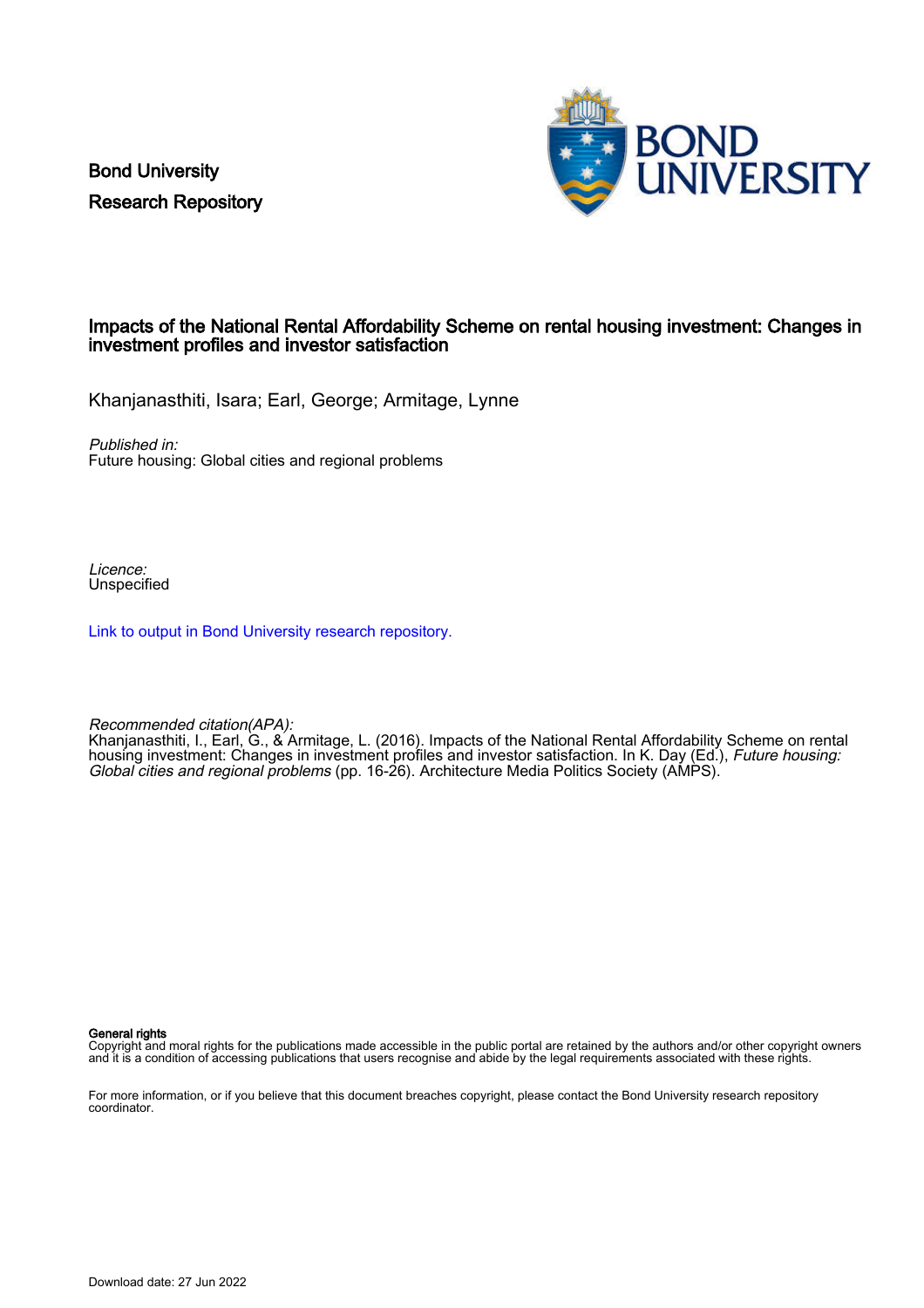Bond University

Research Repository

# Impacts of the National Rental Affordability Scheme on rental housing investment: Changes in investment profiles and investor satisfaction

Khanjanasthiti, Isara; Earl, George; Armitage, Lynne

*Published in:*
Future housing: Global cities and regional problems

*Licence:*
Unspecified

[Link to output in Bond University research repository.]

*Recommended citation(APA):*
Khanjanasthiti, I., Earl, G., & Armitage, L. (2016). Impacts of the National Rental Affordability Scheme on rental housing investment: Changes in investment profiles and investor satisfaction. In K. Day (Ed.), *Future housing: Global cities and regional problems* (pp. 16-26). Architecture Media Politics Society (AMPS).

**General rights**
Copyright and moral rights for the publications made accessible in the public portal are retained by the authors and/or other copyright owners and it is a condition of accessing publications that users recognise and abide by the legal requirements associated with these rights.

For more information, or if you believe that this document breaches copyright, please contact the Bond University research repository coordinator.

Download date: 27 Jun 2022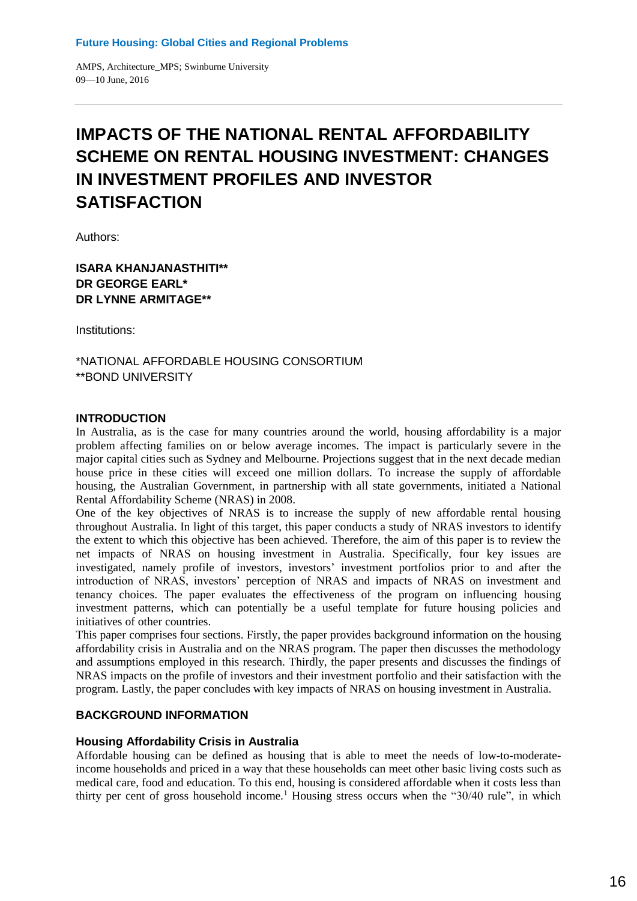# IMPACTS OF THE NATIONAL RENTAL AFFORDABILITY SCHEME ON RENTAL HOUSING INVESTMENT: CHANGES IN INVESTMENT PROFILES AND INVESTOR SATISFACTION

Authors:

**ISARA KHANJANASTHITI****
**DR GEORGE EARL***
**DR LYNNE ARMITAGE****

Institutions:

*NATIONAL AFFORDABLE HOUSING CONSORTIUM
**BOND UNIVERSITY

## INTRODUCTION

In Australia, as is the case for many countries around the world, housing affordability is a major problem affecting families on or below average incomes. The impact is particularly severe in the major capital cities such as Sydney and Melbourne. Projections suggest that in the next decade median house price in these cities will exceed one million dollars. To increase the supply of affordable housing, the Australian Government, in partnership with all state governments, initiated a National Rental Affordability Scheme (NRAS) in 2008.

One of the key objectives of NRAS is to increase the supply of new affordable rental housing throughout Australia. In light of this target, this paper conducts a study of NRAS investors to identify the extent to which this objective has been achieved. Therefore, the aim of this paper is to review the net impacts of NRAS on housing investment in Australia. Specifically, four key issues are investigated, namely profile of investors, investors' investment portfolios prior to and after the introduction of NRAS, investors' perception of NRAS and impacts of NRAS on investment and tenancy choices. The paper evaluates the effectiveness of the program on influencing housing investment patterns, which can potentially be a useful template for future housing policies and initiatives of other countries.

This paper comprises four sections. Firstly, the paper provides background information on the housing affordability crisis in Australia and on the NRAS program. The paper then discusses the methodology and assumptions employed in this research. Thirdly, the paper presents and discusses the findings of NRAS impacts on the profile of investors and their investment portfolio and their satisfaction with the program. Lastly, the paper concludes with key impacts of NRAS on housing investment in Australia.

## BACKGROUND INFORMATION

### Housing Affordability Crisis in Australia

Affordable housing can be defined as housing that is able to meet the needs of low-to-moderate-income households and priced in a way that these households can meet other basic living costs such as medical care, food and education. To this end, housing is considered affordable when it costs less than thirty per cent of gross household income.[1] Housing stress occurs when the "30/40 rule", in which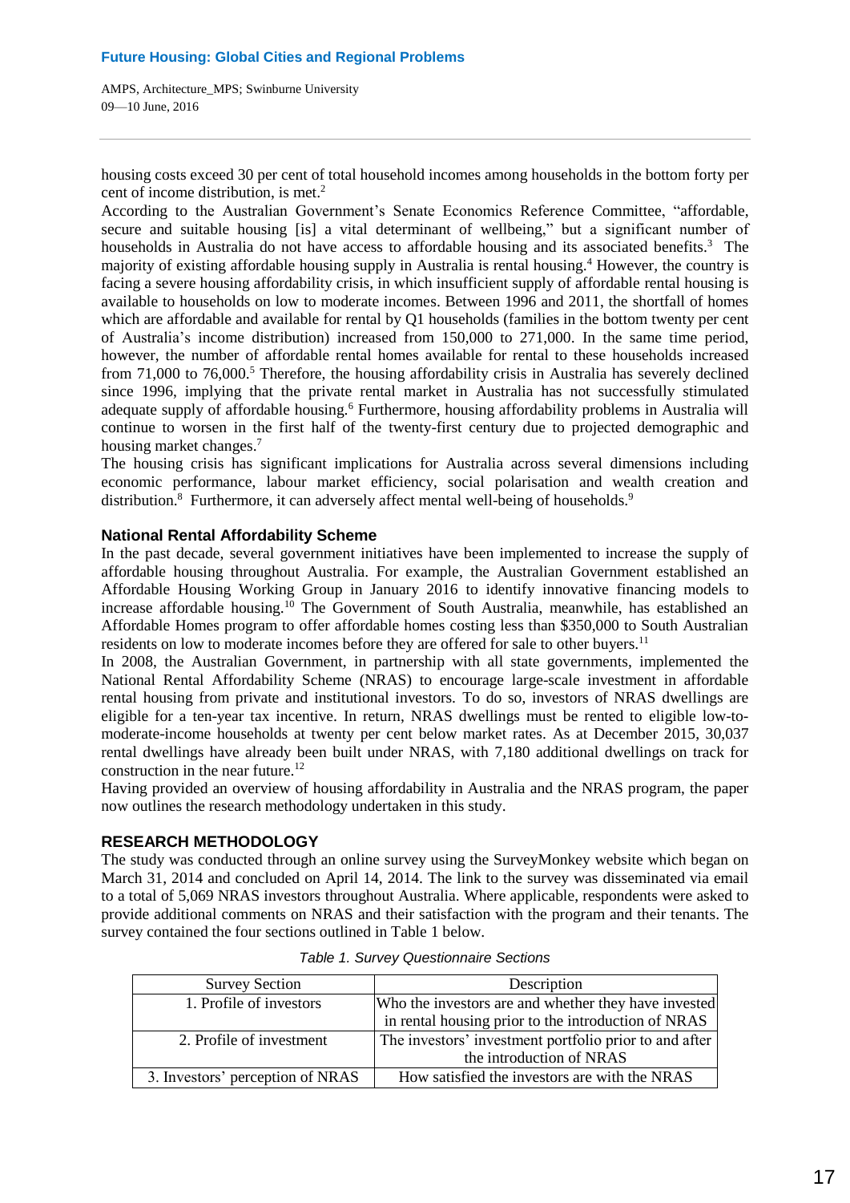housing costs exceed 30 per cent of total household incomes among households in the bottom forty per cent of income distribution, is met.[2]

According to the Australian Government's Senate Economics Reference Committee, "affordable, secure and suitable housing [is] a vital determinant of wellbeing," but a significant number of households in Australia do not have access to affordable housing and its associated benefits.[3] The majority of existing affordable housing supply in Australia is rental housing.[4] However, the country is facing a severe housing affordability crisis, in which insufficient supply of affordable rental housing is available to households on low to moderate incomes. Between 1996 and 2011, the shortfall of homes which are affordable and available for rental by Q1 households (families in the bottom twenty per cent of Australia's income distribution) increased from 150,000 to 271,000. In the same time period, however, the number of affordable rental homes available for rental to these households increased from 71,000 to 76,000.[5] Therefore, the housing affordability crisis in Australia has severely declined since 1996, implying that the private rental market in Australia has not successfully stimulated adequate supply of affordable housing.[6] Furthermore, housing affordability problems in Australia will continue to worsen in the first half of the twenty-first century due to projected demographic and housing market changes.[7]

The housing crisis has significant implications for Australia across several dimensions including economic performance, labour market efficiency, social polarisation and wealth creation and distribution.[8] Furthermore, it can adversely affect mental well-being of households.[9]

## National Rental Affordability Scheme

In the past decade, several government initiatives have been implemented to increase the supply of affordable housing throughout Australia. For example, the Australian Government established an Affordable Housing Working Group in January 2016 to identify innovative financing models to increase affordable housing.[10] The Government of South Australia, meanwhile, has established an Affordable Homes program to offer affordable homes costing less than $350,000 to South Australian residents on low to moderate incomes before they are offered for sale to other buyers.[11]

In 2008, the Australian Government, in partnership with all state governments, implemented the National Rental Affordability Scheme (NRAS) to encourage large-scale investment in affordable rental housing from private and institutional investors. To do so, investors of NRAS dwellings are eligible for a ten-year tax incentive. In return, NRAS dwellings must be rented to eligible low-to-moderate-income households at twenty per cent below market rates. As at December 2015, 30,037 rental dwellings have already been built under NRAS, with 7,180 additional dwellings on track for construction in the near future.[12]

Having provided an overview of housing affordability in Australia and the NRAS program, the paper now outlines the research methodology undertaken in this study.

## RESEARCH METHODOLOGY

The study was conducted through an online survey using the SurveyMonkey website which began on March 31, 2014 and concluded on April 14, 2014. The link to the survey was disseminated via email to a total of 5,069 NRAS investors throughout Australia. Where applicable, respondents were asked to provide additional comments on NRAS and their satisfaction with the program and their tenants. The survey contained the four sections outlined in Table 1 below.

*Table 1. Survey Questionnaire Sections*

| Survey Section | Description |
| --- | --- |
| 1. Profile of investors | Who the investors are and whether they have invested in rental housing prior to the introduction of NRAS |
| 2. Profile of investment | The investors' investment portfolio prior to and after the introduction of NRAS |
| 3. Investors' perception of NRAS | How satisfied the investors are with the NRAS |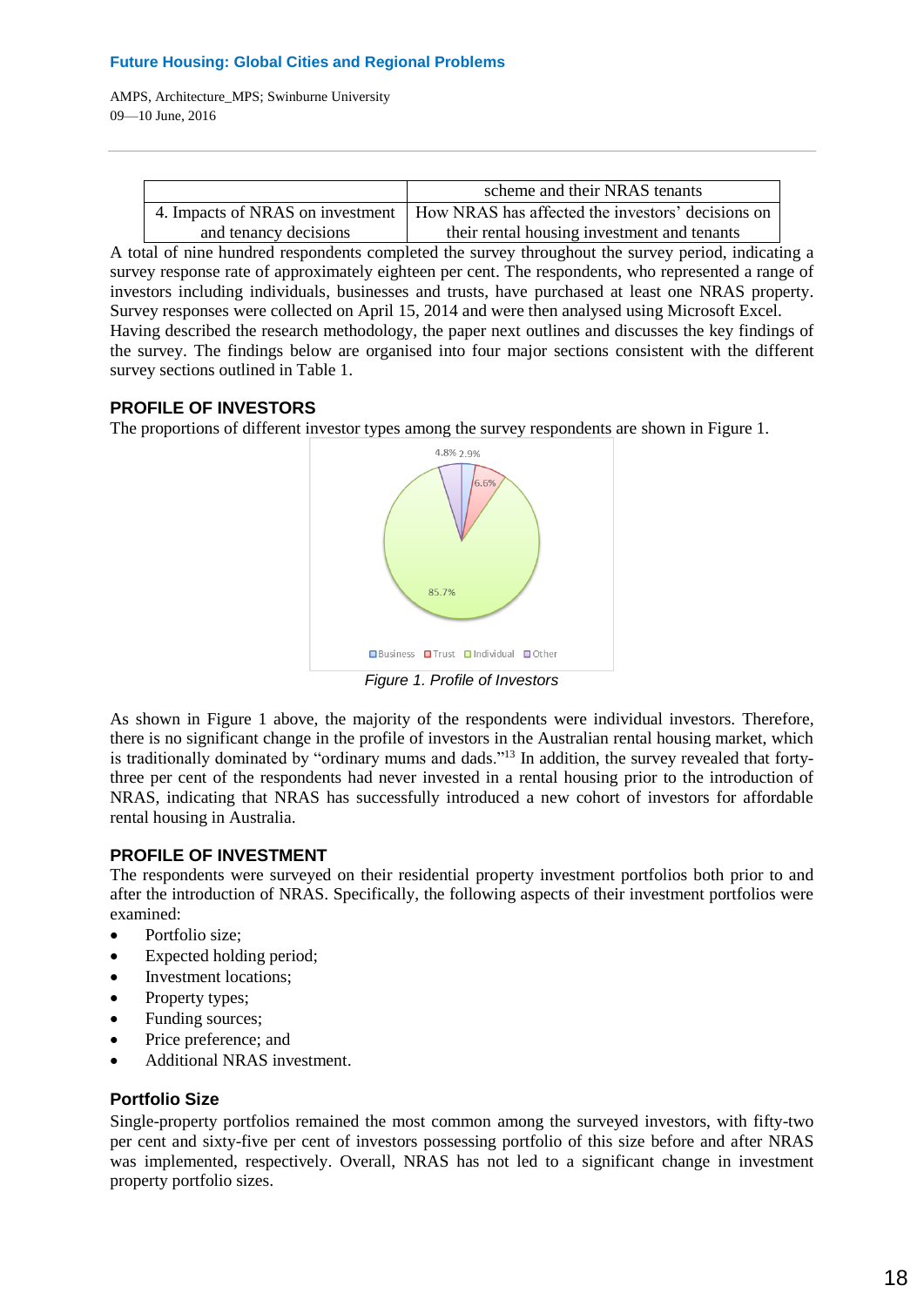| | scheme and their NRAS tenants |
|---|---|
| 4. Impacts of NRAS on investment and tenancy decisions | How NRAS has affected the investors' decisions on their rental housing investment and tenants |

A total of nine hundred respondents completed the survey throughout the survey period, indicating a survey response rate of approximately eighteen per cent. The respondents, who represented a range of investors including individuals, businesses and trusts, have purchased at least one NRAS property. Survey responses were collected on April 15, 2014 and were then analysed using Microsoft Excel.

Having described the research methodology, the paper next outlines and discusses the key findings of the survey. The findings below are organised into four major sections consistent with the different survey sections outlined in Table 1.

## PROFILE OF INVESTORS

The proportions of different investor types among the survey respondents are shown in Figure 1.

*Figure 1. Profile of Investors*

As shown in Figure 1 above, the majority of the respondents were individual investors. Therefore, there is no significant change in the profile of investors in the Australian rental housing market, which is traditionally dominated by "ordinary mums and dads."[13] In addition, the survey revealed that forty-three per cent of the respondents had never invested in a rental housing prior to the introduction of NRAS, indicating that NRAS has successfully introduced a new cohort of investors for affordable rental housing in Australia.

## PROFILE OF INVESTMENT

The respondents were surveyed on their residential property investment portfolios both prior to and after the introduction of NRAS. Specifically, the following aspects of their investment portfolios were examined:

- Portfolio size;
- Expected holding period;
- Investment locations;
- Property types;
- Funding sources;
- Price preference; and
- Additional NRAS investment.

### Portfolio Size

Single-property portfolios remained the most common among the surveyed investors, with fifty-two per cent and sixty-five per cent of investors possessing portfolio of this size before and after NRAS was implemented, respectively. Overall, NRAS has not led to a significant change in investment property portfolio sizes.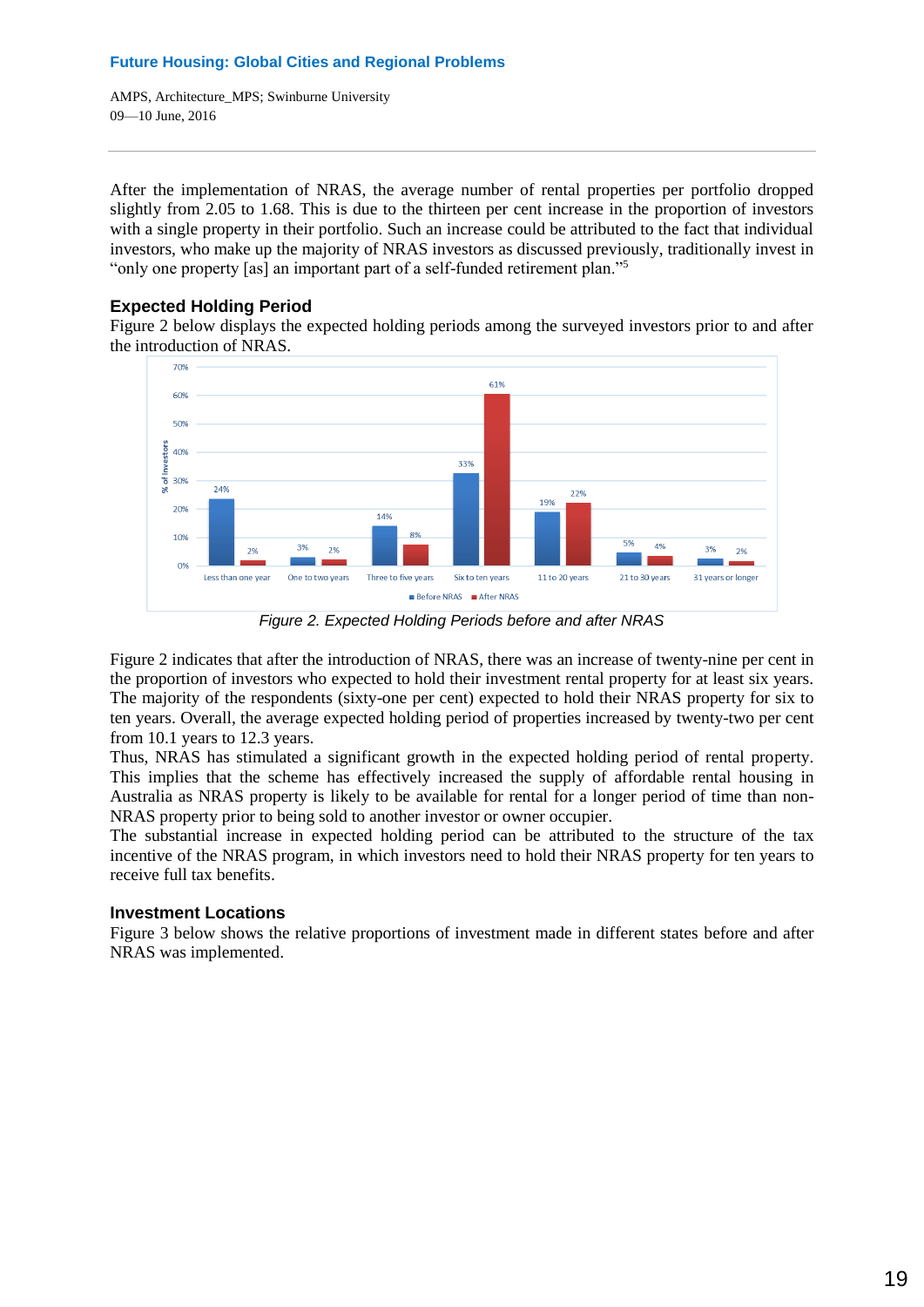After the implementation of NRAS, the average number of rental properties per portfolio dropped slightly from 2.05 to 1.68. This is due to the thirteen per cent increase in the proportion of investors with a single property in their portfolio. Such an increase could be attributed to the fact that individual investors, who make up the majority of NRAS investors as discussed previously, traditionally invest in "only one property [as] an important part of a self-funded retirement plan."[5]

### Expected Holding Period

Figure 2 below displays the expected holding periods among the surveyed investors prior to and after the introduction of NRAS.

*Figure 2. Expected Holding Periods before and after NRAS*

Figure 2 indicates that after the introduction of NRAS, there was an increase of twenty-nine per cent in the proportion of investors who expected to hold their investment rental property for at least six years. The majority of the respondents (sixty-one per cent) expected to hold their NRAS property for six to ten years. Overall, the average expected holding period of properties increased by twenty-two per cent from 10.1 years to 12.3 years.

Thus, NRAS has stimulated a significant growth in the expected holding period of rental property. This implies that the scheme has effectively increased the supply of affordable rental housing in Australia as NRAS property is likely to be available for rental for a longer period of time than non-NRAS property prior to being sold to another investor or owner occupier.

The substantial increase in expected holding period can be attributed to the structure of the tax incentive of the NRAS program, in which investors need to hold their NRAS property for ten years to receive full tax benefits.

### Investment Locations

Figure 3 below shows the relative proportions of investment made in different states before and after NRAS was implemented.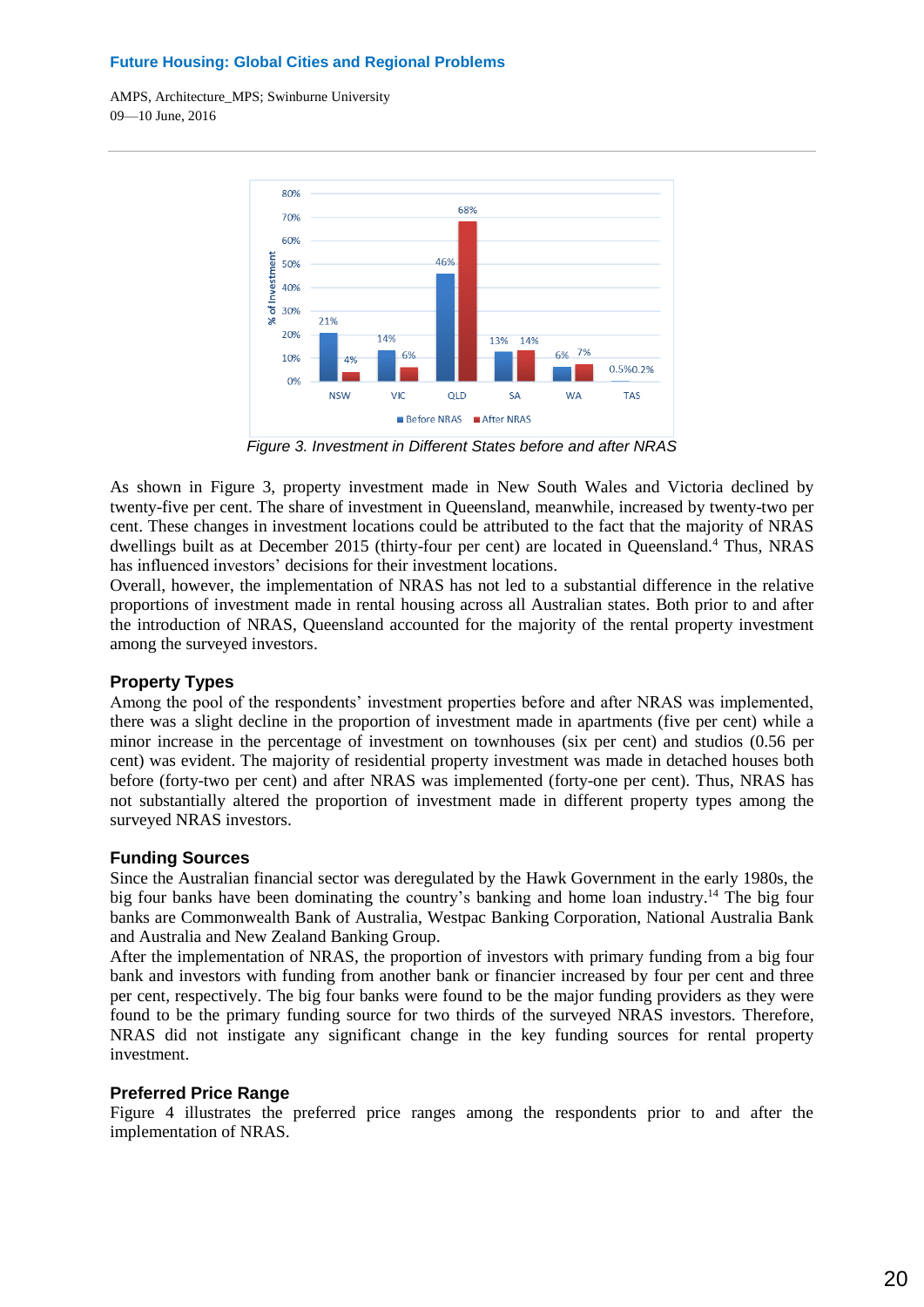*Figure 3. Investment in Different States before and after NRAS*

As shown in Figure 3, property investment made in New South Wales and Victoria declined by twenty-five per cent. The share of investment in Queensland, meanwhile, increased by twenty-two per cent. These changes in investment locations could be attributed to the fact that the majority of NRAS dwellings built as at December 2015 (thirty-four per cent) are located in Queensland.[4] Thus, NRAS has influenced investors' decisions for their investment locations.

Overall, however, the implementation of NRAS has not led to a substantial difference in the relative proportions of investment made in rental housing across all Australian states. Both prior to and after the introduction of NRAS, Queensland accounted for the majority of the rental property investment among the surveyed investors.

### Property Types

Among the pool of the respondents' investment properties before and after NRAS was implemented, there was a slight decline in the proportion of investment made in apartments (five per cent) while a minor increase in the percentage of investment on townhouses (six per cent) and studios (0.56 per cent) was evident. The majority of residential property investment was made in detached houses both before (forty-two per cent) and after NRAS was implemented (forty-one per cent). Thus, NRAS has not substantially altered the proportion of investment made in different property types among the surveyed NRAS investors.

### Funding Sources

Since the Australian financial sector was deregulated by the Hawk Government in the early 1980s, the big four banks have been dominating the country's banking and home loan industry.[14] The big four banks are Commonwealth Bank of Australia, Westpac Banking Corporation, National Australia Bank and Australia and New Zealand Banking Group.

After the implementation of NRAS, the proportion of investors with primary funding from a big four bank and investors with funding from another bank or financier increased by four per cent and three per cent, respectively. The big four banks were found to be the major funding providers as they were found to be the primary funding source for two thirds of the surveyed NRAS investors. Therefore, NRAS did not instigate any significant change in the key funding sources for rental property investment.

### Preferred Price Range

Figure 4 illustrates the preferred price ranges among the respondents prior to and after the implementation of NRAS.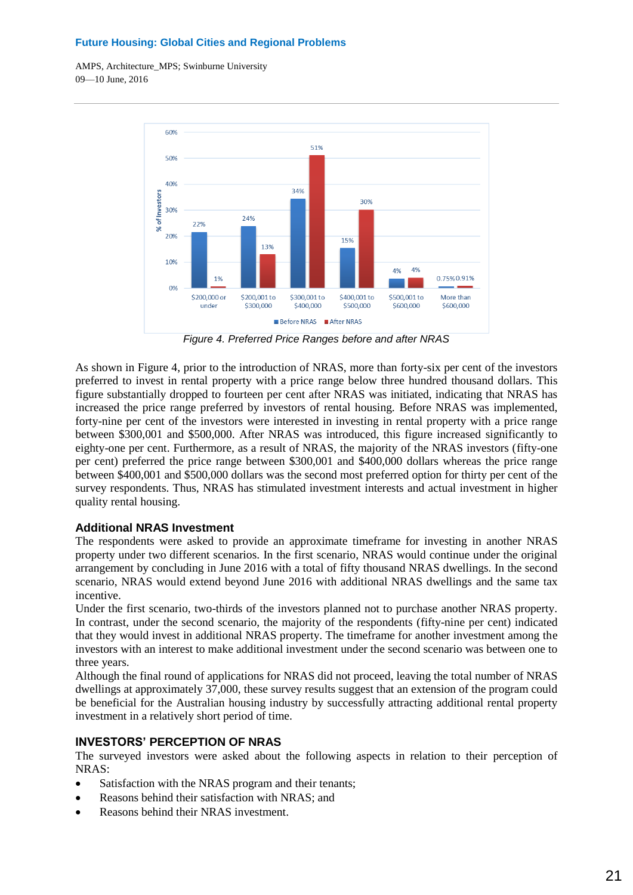Figure 4. Preferred Price Ranges before and after NRAS

As shown in Figure 4, prior to the introduction of NRAS, more than forty-six per cent of the investors preferred to invest in rental property with a price range below three hundred thousand dollars. This figure substantially dropped to fourteen per cent after NRAS was initiated, indicating that NRAS has increased the price range preferred by investors of rental housing. Before NRAS was implemented, forty-nine per cent of the investors were interested in investing in rental property with a price range between $300,001 and $500,000. After NRAS was introduced, this figure increased significantly to eighty-one per cent. Furthermore, as a result of NRAS, the majority of the NRAS investors (fifty-one per cent) preferred the price range between $300,001 and $400,000 dollars whereas the price range between $400,001 and $500,000 dollars was the second most preferred option for thirty per cent of the survey respondents. Thus, NRAS has stimulated investment interests and actual investment in higher quality rental housing.

### Additional NRAS Investment

The respondents were asked to provide an approximate timeframe for investing in another NRAS property under two different scenarios. In the first scenario, NRAS would continue under the original arrangement by concluding in June 2016 with a total of fifty thousand NRAS dwellings. In the second scenario, NRAS would extend beyond June 2016 with additional NRAS dwellings and the same tax incentive.

Under the first scenario, two-thirds of the investors planned not to purchase another NRAS property. In contrast, under the second scenario, the majority of the respondents (fifty-nine per cent) indicated that they would invest in additional NRAS property. The timeframe for another investment among the investors with an interest to make additional investment under the second scenario was between one to three years.

Although the final round of applications for NRAS did not proceed, leaving the total number of NRAS dwellings at approximately 37,000, these survey results suggest that an extension of the program could be beneficial for the Australian housing industry by successfully attracting additional rental property investment in a relatively short period of time.

## INVESTORS' PERCEPTION OF NRAS

The surveyed investors were asked about the following aspects in relation to their perception of NRAS:

- Satisfaction with the NRAS program and their tenants;
- Reasons behind their satisfaction with NRAS; and
- Reasons behind their NRAS investment.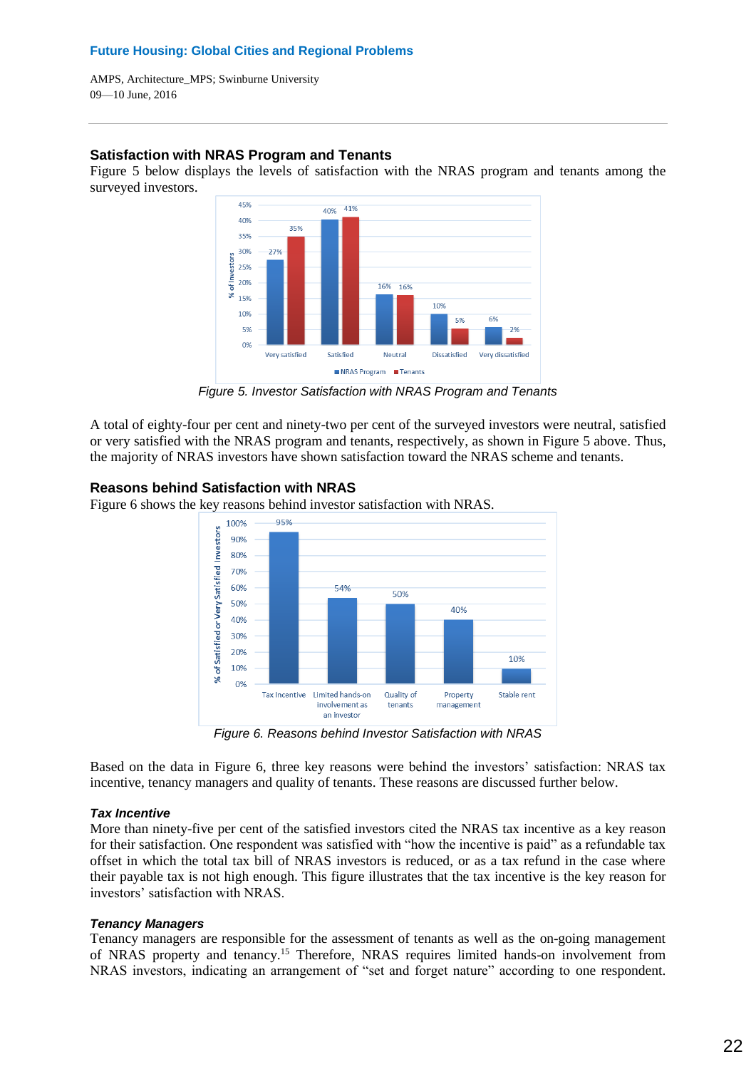## Satisfaction with NRAS Program and Tenants

Figure 5 below displays the levels of satisfaction with the NRAS program and tenants among the surveyed investors.

*Figure 5. Investor Satisfaction with NRAS Program and Tenants*

A total of eighty-four per cent and ninety-two per cent of the surveyed investors were neutral, satisfied or very satisfied with the NRAS program and tenants, respectively, as shown in Figure 5 above. Thus, the majority of NRAS investors have shown satisfaction toward the NRAS scheme and tenants.

## Reasons behind Satisfaction with NRAS

Figure 6 shows the key reasons behind investor satisfaction with NRAS.

*Figure 6. Reasons behind Investor Satisfaction with NRAS*

Based on the data in Figure 6, three key reasons were behind the investors' satisfaction: NRAS tax incentive, tenancy managers and quality of tenants. These reasons are discussed further below.

### *Tax Incentive*

More than ninety-five per cent of the satisfied investors cited the NRAS tax incentive as a key reason for their satisfaction. One respondent was satisfied with "how the incentive is paid" as a refundable tax offset in which the total tax bill of NRAS investors is reduced, or as a tax refund in the case where their payable tax is not high enough. This figure illustrates that the tax incentive is the key reason for investors' satisfaction with NRAS.

### *Tenancy Managers*

Tenancy managers are responsible for the assessment of tenants as well as the on-going management of NRAS property and tenancy.[15] Therefore, NRAS requires limited hands-on involvement from NRAS investors, indicating an arrangement of "set and forget nature" according to one respondent.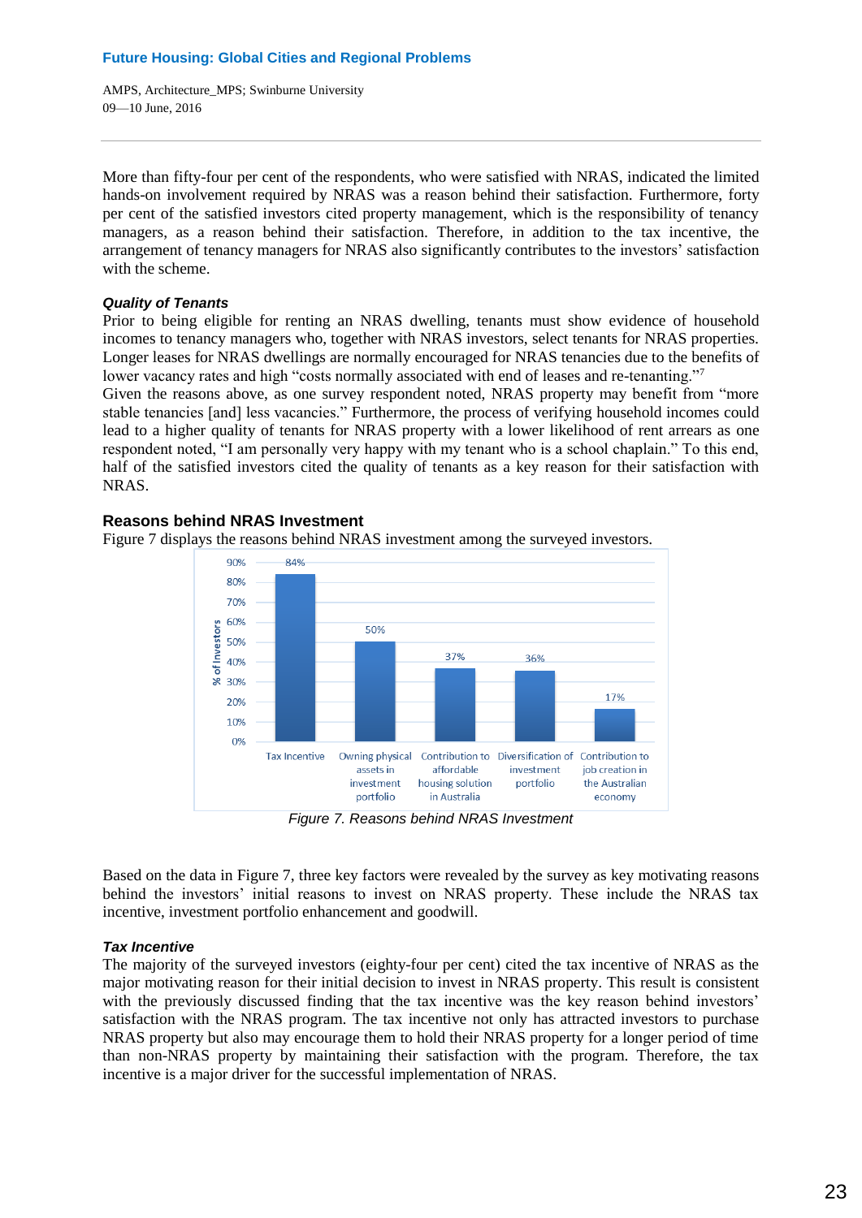More than fifty-four per cent of the respondents, who were satisfied with NRAS, indicated the limited hands-on involvement required by NRAS was a reason behind their satisfaction. Furthermore, forty per cent of the satisfied investors cited property management, which is the responsibility of tenancy managers, as a reason behind their satisfaction. Therefore, in addition to the tax incentive, the arrangement of tenancy managers for NRAS also significantly contributes to the investors' satisfaction with the scheme.

***Quality of Tenants***

Prior to being eligible for renting an NRAS dwelling, tenants must show evidence of household incomes to tenancy managers who, together with NRAS investors, select tenants for NRAS properties. Longer leases for NRAS dwellings are normally encouraged for NRAS tenancies due to the benefits of lower vacancy rates and high "costs normally associated with end of leases and re-tenanting."[7]

Given the reasons above, as one survey respondent noted, NRAS property may benefit from "more stable tenancies [and] less vacancies." Furthermore, the process of verifying household incomes could lead to a higher quality of tenants for NRAS property with a lower likelihood of rent arrears as one respondent noted, "I am personally very happy with my tenant who is a school chaplain." To this end, half of the satisfied investors cited the quality of tenants as a key reason for their satisfaction with NRAS.

**Reasons behind NRAS Investment**

Figure 7 displays the reasons behind NRAS investment among the surveyed investors.

| Reason | % of Investors |
|---|---|
| Tax Incentive | 84% |
| Owning physical assets in investment portfolio | 50% |
| Contribution to affordable housing solution in Australia | 37% |
| Diversification of investment portfolio | 36% |
| Contribution to job creation in the Australian economy | 17% |

*Figure 7. Reasons behind NRAS Investment*

Based on the data in Figure 7, three key factors were revealed by the survey as key motivating reasons behind the investors' initial reasons to invest on NRAS property. These include the NRAS tax incentive, investment portfolio enhancement and goodwill.

***Tax Incentive***

The majority of the surveyed investors (eighty-four per cent) cited the tax incentive of NRAS as the major motivating reason for their initial decision to invest in NRAS property. This result is consistent with the previously discussed finding that the tax incentive was the key reason behind investors' satisfaction with the NRAS program. The tax incentive not only has attracted investors to purchase NRAS property but also may encourage them to hold their NRAS property for a longer period of time than non-NRAS property by maintaining their satisfaction with the program. Therefore, the tax incentive is a major driver for the successful implementation of NRAS.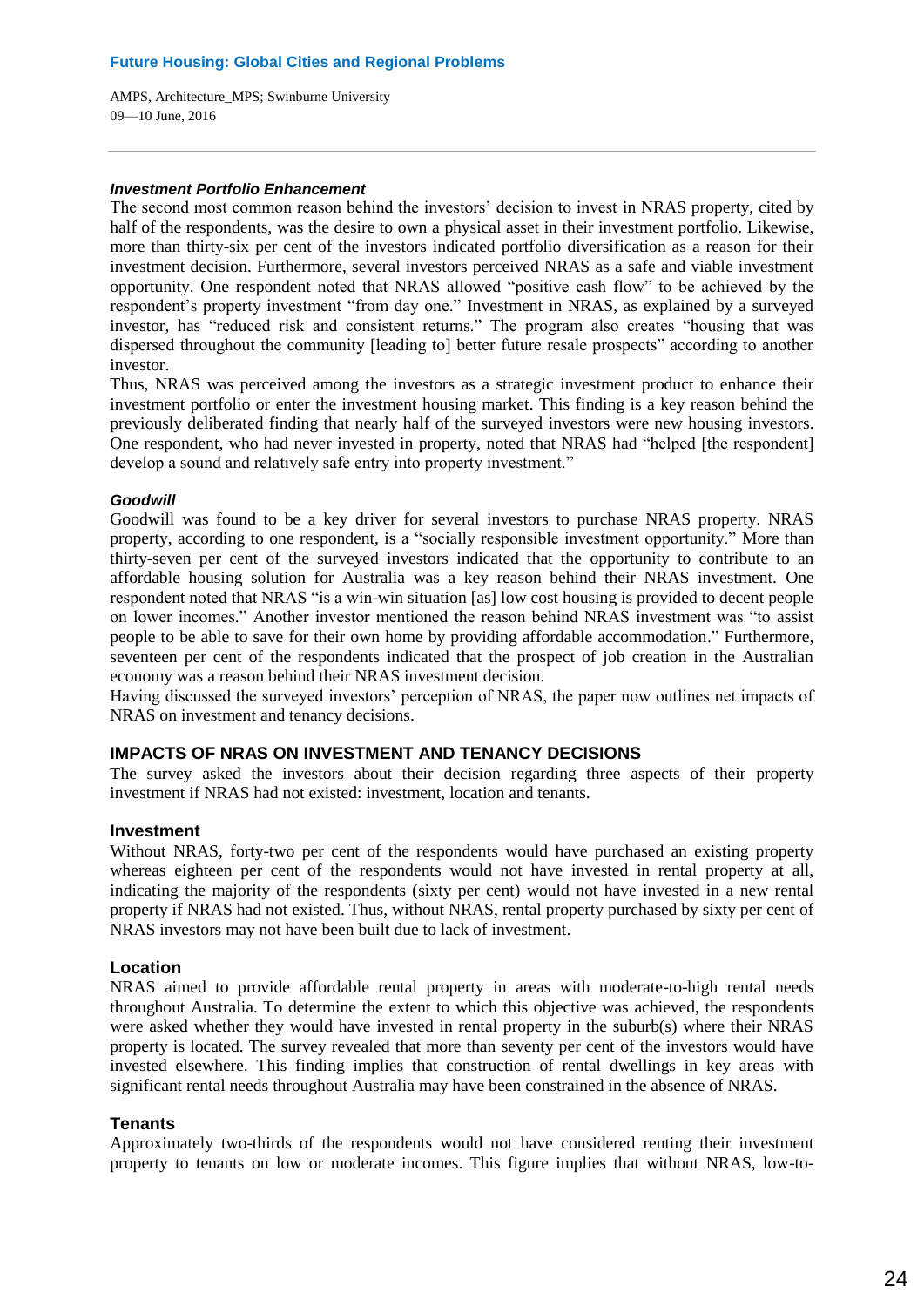### *Investment Portfolio Enhancement*

The second most common reason behind the investors' decision to invest in NRAS property, cited by half of the respondents, was the desire to own a physical asset in their investment portfolio. Likewise, more than thirty-six per cent of the investors indicated portfolio diversification as a reason for their investment decision. Furthermore, several investors perceived NRAS as a safe and viable investment opportunity. One respondent noted that NRAS allowed "positive cash flow" to be achieved by the respondent's property investment "from day one." Investment in NRAS, as explained by a surveyed investor, has "reduced risk and consistent returns." The program also creates "housing that was dispersed throughout the community [leading to] better future resale prospects" according to another investor.

Thus, NRAS was perceived among the investors as a strategic investment product to enhance their investment portfolio or enter the investment housing market. This finding is a key reason behind the previously deliberated finding that nearly half of the surveyed investors were new housing investors. One respondent, who had never invested in property, noted that NRAS had "helped [the respondent] develop a sound and relatively safe entry into property investment."

### *Goodwill*

Goodwill was found to be a key driver for several investors to purchase NRAS property. NRAS property, according to one respondent, is a "socially responsible investment opportunity." More than thirty-seven per cent of the surveyed investors indicated that the opportunity to contribute to an affordable housing solution for Australia was a key reason behind their NRAS investment. One respondent noted that NRAS "is a win-win situation [as] low cost housing is provided to decent people on lower incomes." Another investor mentioned the reason behind NRAS investment was "to assist people to be able to save for their own home by providing affordable accommodation." Furthermore, seventeen per cent of the respondents indicated that the prospect of job creation in the Australian economy was a reason behind their NRAS investment decision.

Having discussed the surveyed investors' perception of NRAS, the paper now outlines net impacts of NRAS on investment and tenancy decisions.

## IMPACTS OF NRAS ON INVESTMENT AND TENANCY DECISIONS

The survey asked the investors about their decision regarding three aspects of their property investment if NRAS had not existed: investment, location and tenants.

### Investment

Without NRAS, forty-two per cent of the respondents would have purchased an existing property whereas eighteen per cent of the respondents would not have invested in rental property at all, indicating the majority of the respondents (sixty per cent) would not have invested in a new rental property if NRAS had not existed. Thus, without NRAS, rental property purchased by sixty per cent of NRAS investors may not have been built due to lack of investment.

### Location

NRAS aimed to provide affordable rental property in areas with moderate-to-high rental needs throughout Australia. To determine the extent to which this objective was achieved, the respondents were asked whether they would have invested in rental property in the suburb(s) where their NRAS property is located. The survey revealed that more than seventy per cent of the investors would have invested elsewhere. This finding implies that construction of rental dwellings in key areas with significant rental needs throughout Australia may have been constrained in the absence of NRAS.

### Tenants

Approximately two-thirds of the respondents would not have considered renting their investment property to tenants on low or moderate incomes. This figure implies that without NRAS, low-to-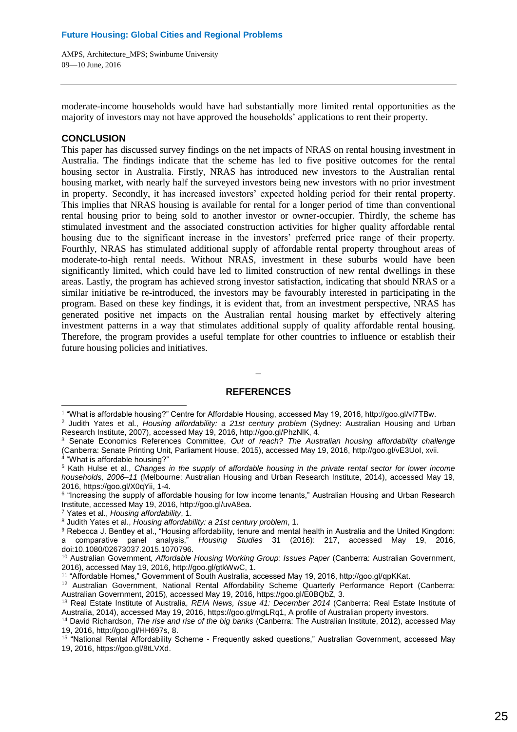moderate-income households would have had substantially more limited rental opportunities as the majority of investors may not have approved the households' applications to rent their property.

## CONCLUSION

This paper has discussed survey findings on the net impacts of NRAS on rental housing investment in Australia. The findings indicate that the scheme has led to five positive outcomes for the rental housing sector in Australia. Firstly, NRAS has introduced new investors to the Australian rental housing market, with nearly half the surveyed investors being new investors with no prior investment in property. Secondly, it has increased investors' expected holding period for their rental property. This implies that NRAS housing is available for rental for a longer period of time than conventional rental housing prior to being sold to another investor or owner-occupier. Thirdly, the scheme has stimulated investment and the associated construction activities for higher quality affordable rental housing due to the significant increase in the investors' preferred price range of their property. Fourthly, NRAS has stimulated additional supply of affordable rental property throughout areas of moderate-to-high rental needs. Without NRAS, investment in these suburbs would have been significantly limited, which could have led to limited construction of new rental dwellings in these areas. Lastly, the program has achieved strong investor satisfaction, indicating that should NRAS or a similar initiative be re-introduced, the investors may be favourably interested in participating in the program. Based on these key findings, it is evident that, from an investment perspective, NRAS has generated positive net impacts on the Australian rental housing market by effectively altering investment patterns in a way that stimulates additional supply of quality affordable rental housing. Therefore, the program provides a useful template for other countries to influence or establish their future housing policies and initiatives.

–

## REFERENCES

[1] "What is affordable housing?" Centre for Affordable Housing, accessed May 19, 2016, http://goo.gl/vI7TBw.

[2] Judith Yates et al., *Housing affordability: a 21st century problem* (Sydney: Australian Housing and Urban Research Institute, 2007), accessed May 19, 2016, http://goo.gl/PhzNlK, 4.

[3] Senate Economics References Committee, *Out of reach? The Australian housing affordability challenge* (Canberra: Senate Printing Unit, Parliament House, 2015), accessed May 19, 2016, http://goo.gl/vE3UoI, xvii.

[4] "What is affordable housing?"

[5] Kath Hulse et al., *Changes in the supply of affordable housing in the private rental sector for lower income households, 2006–11* (Melbourne: Australian Housing and Urban Research Institute, 2014), accessed May 19, 2016, https://goo.gl/X0qYii, 1-4.

[6] "Increasing the supply of affordable housing for low income tenants," Australian Housing and Urban Research Institute, accessed May 19, 2016, http://goo.gl/uvA8ea.

[7] Yates et al., *Housing affordability*, 1.

[8] Judith Yates et al., *Housing affordability: a 21st century problem*, 1.

[9] Rebecca J. Bentley et al., "Housing affordability, tenure and mental health in Australia and the United Kingdom: a comparative panel analysis," *Housing Studies* 31 (2016): 217, accessed May 19, 2016, doi:10.1080/02673037.2015.1070796.

[10] Australian Government, *Affordable Housing Working Group: Issues Paper* (Canberra: Australian Government, 2016), accessed May 19, 2016, http://goo.gl/gtkWwC, 1.

[11] "Affordable Homes," Government of South Australia, accessed May 19, 2016, http://goo.gl/qpKKat.

[12] Australian Government, National Rental Affordability Scheme Quarterly Performance Report (Canberra: Australian Government, 2015), accessed May 19, 2016, https://goo.gl/E0BQbZ, 3.

[13] Real Estate Institute of Australia, *REIA News, Issue 41: December 2014* (Canberra: Real Estate Institute of Australia, 2014), accessed May 19, 2016, https://goo.gl/mgLRq1, A profile of Australian property investors.

[14] David Richardson, *The rise and rise of the big banks* (Canberra: The Australian Institute, 2012), accessed May 19, 2016, http://goo.gl/HH697s, 8.

[15] "National Rental Affordability Scheme - Frequently asked questions," Australian Government, accessed May 19, 2016, https://goo.gl/8tLVXd.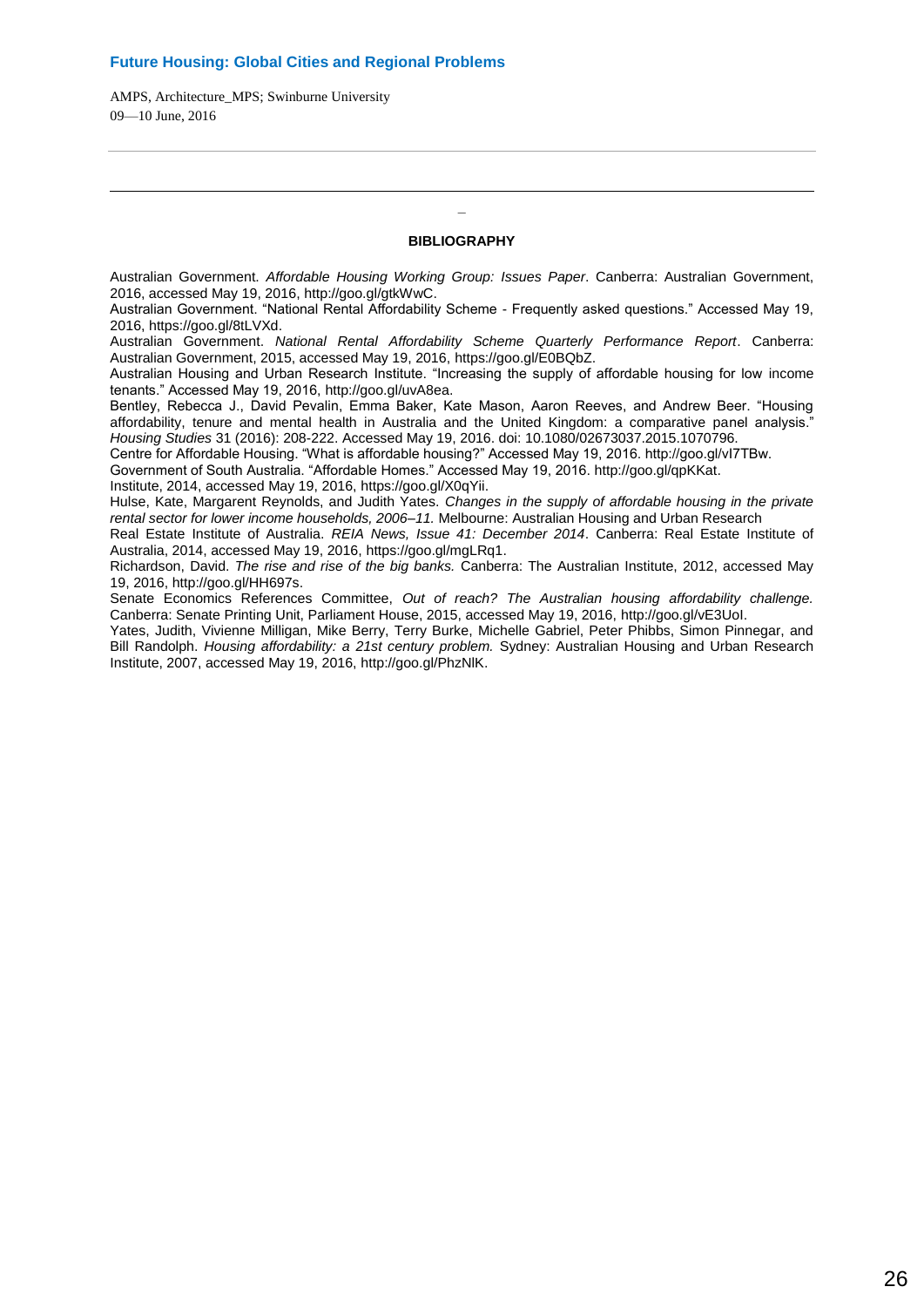## BIBLIOGRAPHY

Australian Government. *Affordable Housing Working Group: Issues Paper*. Canberra: Australian Government, 2016, accessed May 19, 2016, http://goo.gl/gtkWwC.

Australian Government. "National Rental Affordability Scheme - Frequently asked questions." Accessed May 19, 2016, https://goo.gl/8tLVXd.

Australian Government. *National Rental Affordability Scheme Quarterly Performance Report*. Canberra: Australian Government, 2015, accessed May 19, 2016, https://goo.gl/E0BQbZ.

Australian Housing and Urban Research Institute. "Increasing the supply of affordable housing for low income tenants." Accessed May 19, 2016, http://goo.gl/uvA8ea.

Bentley, Rebecca J., David Pevalin, Emma Baker, Kate Mason, Aaron Reeves, and Andrew Beer. "Housing affordability, tenure and mental health in Australia and the United Kingdom: a comparative panel analysis." *Housing Studies* 31 (2016): 208-222. Accessed May 19, 2016. doi: 10.1080/02673037.2015.1070796.

Centre for Affordable Housing. "What is affordable housing?" Accessed May 19, 2016. http://goo.gl/vI7TBw.

Government of South Australia. "Affordable Homes." Accessed May 19, 2016. http://goo.gl/qpKKat.

Institute, 2014, accessed May 19, 2016, https://goo.gl/X0qYii.

Hulse, Kate, Margarent Reynolds, and Judith Yates. *Changes in the supply of affordable housing in the private rental sector for lower income households, 2006–11.* Melbourne: Australian Housing and Urban Research

Real Estate Institute of Australia. *REIA News, Issue 41: December 2014*. Canberra: Real Estate Institute of Australia, 2014, accessed May 19, 2016, https://goo.gl/mgLRq1.

Richardson, David. *The rise and rise of the big banks.* Canberra: The Australian Institute, 2012, accessed May 19, 2016, http://goo.gl/HH697s.

Senate Economics References Committee, *Out of reach? The Australian housing affordability challenge.* Canberra: Senate Printing Unit, Parliament House, 2015, accessed May 19, 2016, http://goo.gl/vE3UoI.

Yates, Judith, Vivienne Milligan, Mike Berry, Terry Burke, Michelle Gabriel, Peter Phibbs, Simon Pinnegar, and Bill Randolph. *Housing affordability: a 21st century problem.* Sydney: Australian Housing and Urban Research Institute, 2007, accessed May 19, 2016, http://goo.gl/PhzNlK.